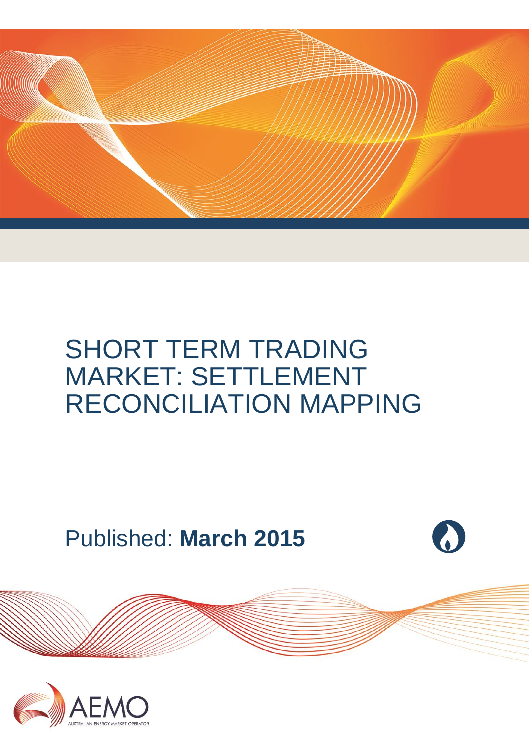# SHORT TERM TRADING MARKET: SETTLEMENT RECONCILIATION MAPPING

Published: **March 2015**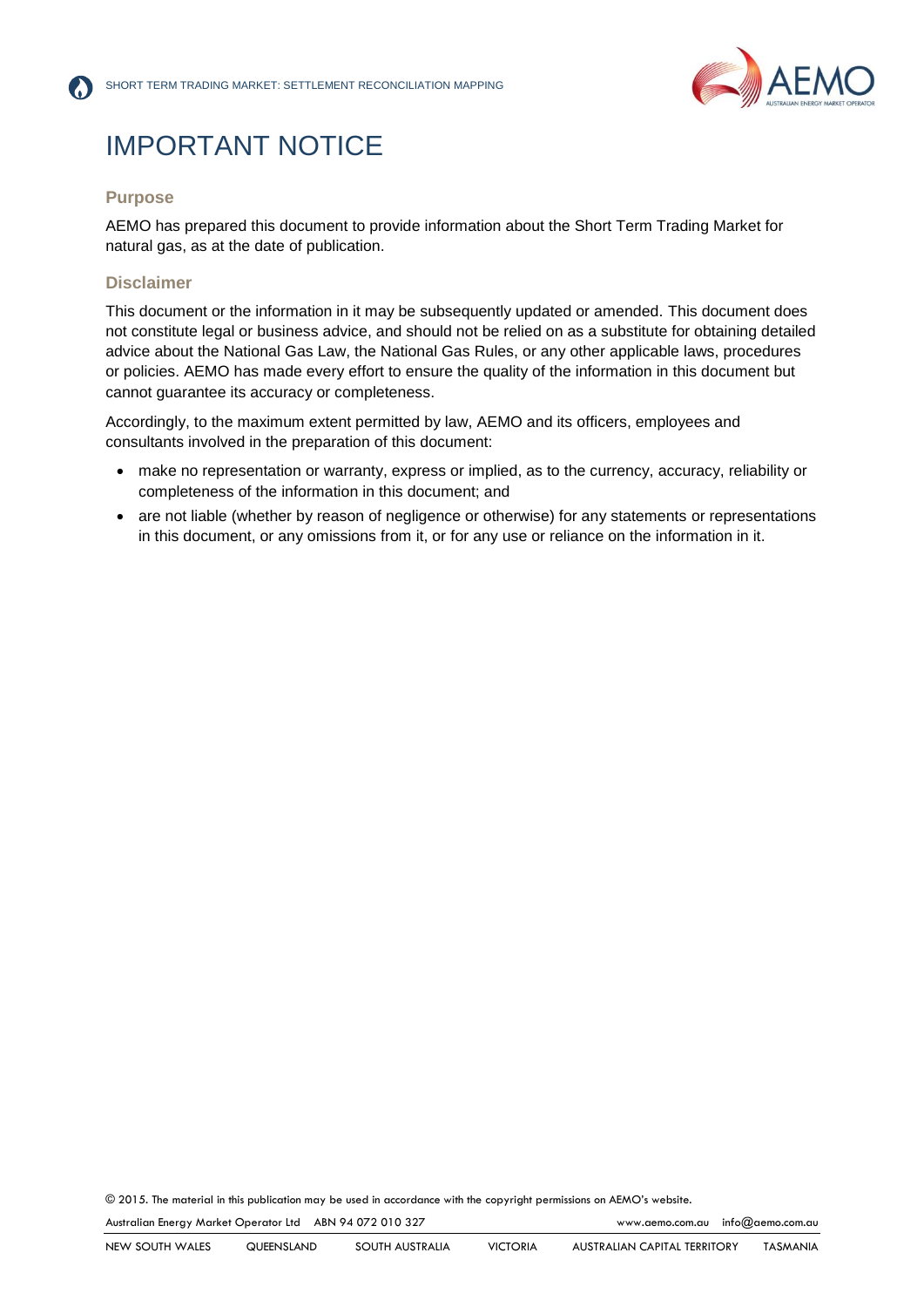# IMPORTANT NOTICE

## Purpose

AEMO has prepared this document to provide information about the Short Term Trading Market for natural gas, as at the date of publication.

## Disclaimer

This document or the information in it may be subsequently updated or amended. This document does not constitute legal or business advice, and should not be relied on as a substitute for obtaining detailed advice about the National Gas Law, the National Gas Rules, or any other applicable laws, procedures or policies. AEMO has made every effort to ensure the quality of the information in this document but cannot guarantee its accuracy or completeness.

Accordingly, to the maximum extent permitted by law, AEMO and its officers, employees and consultants involved in the preparation of this document:

- make no representation or warranty, express or implied, as to the currency, accuracy, reliability or completeness of the information in this document; and
- are not liable (whether by reason of negligence or otherwise) for any statements or representations in this document, or any omissions from it, or for any use or reliance on the information in it.

© 2015. The material in this publication may be used in accordance with the copyright permissions on AEMO's website.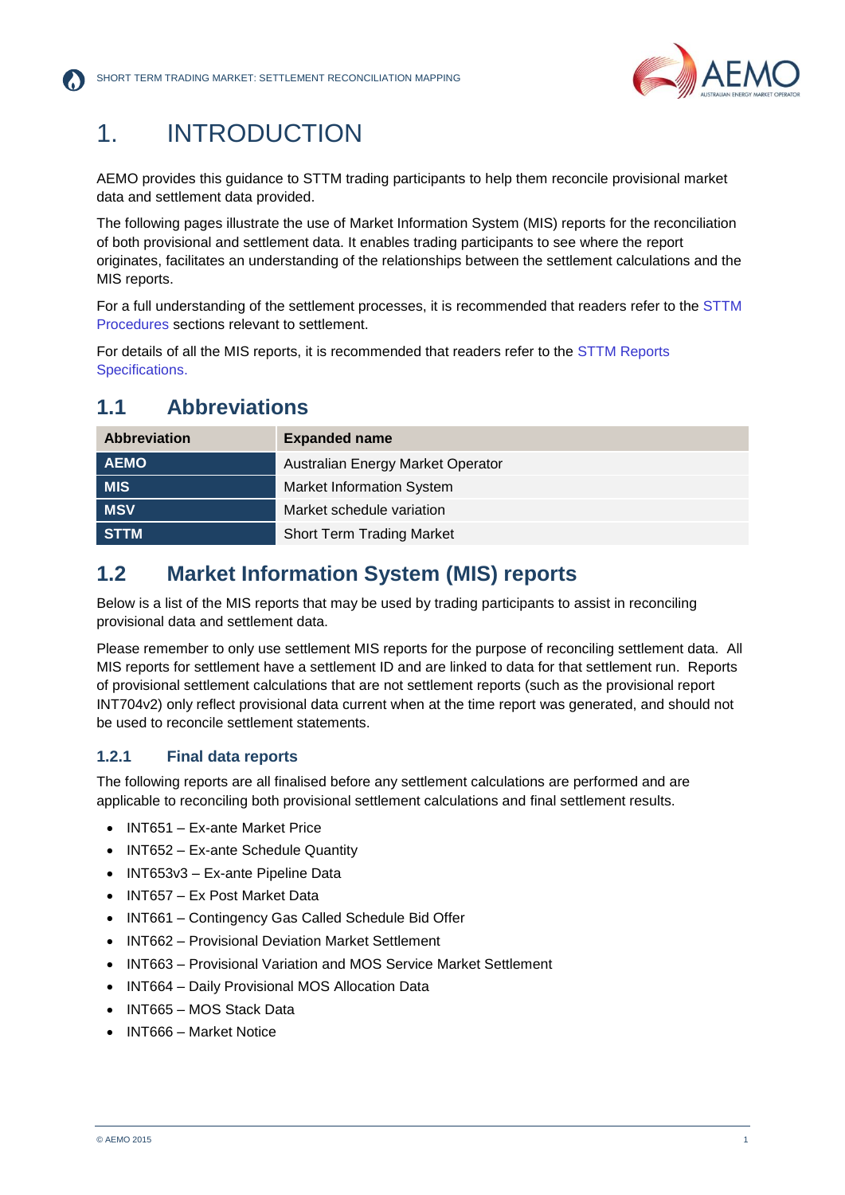# 1. INTRODUCTION

AEMO provides this guidance to STTM trading participants to help them reconcile provisional market data and settlement data provided.

The following pages illustrate the use of Market Information System (MIS) reports for the reconciliation of both provisional and settlement data. It enables trading participants to see where the report originates, facilitates an understanding of the relationships between the settlement calculations and the MIS reports.

For a full understanding of the settlement processes, it is recommended that readers refer to the STTM Procedures sections relevant to settlement.

For details of all the MIS reports, it is recommended that readers refer to the STTM Reports Specifications.

## 1.1 Abbreviations

| Abbreviation | Expanded name |
|---|---|
| **AEMO** | Australian Energy Market Operator |
| **MIS** | Market Information System |
| **MSV** | Market schedule variation |
| **STTM** | Short Term Trading Market |

## 1.2 Market Information System (MIS) reports

Below is a list of the MIS reports that may be used by trading participants to assist in reconciling provisional data and settlement data.

Please remember to only use settlement MIS reports for the purpose of reconciling settlement data. All MIS reports for settlement have a settlement ID and are linked to data for that settlement run. Reports of provisional settlement calculations that are not settlement reports (such as the provisional report INT704v2) only reflect provisional data current when at the time report was generated, and should not be used to reconcile settlement statements.

### 1.2.1 Final data reports

The following reports are all finalised before any settlement calculations are performed and are applicable to reconciling both provisional settlement calculations and final settlement results.

- INT651 – Ex-ante Market Price
- INT652 – Ex-ante Schedule Quantity
- INT653v3 – Ex-ante Pipeline Data
- INT657 – Ex Post Market Data
- INT661 – Contingency Gas Called Schedule Bid Offer
- INT662 – Provisional Deviation Market Settlement
- INT663 – Provisional Variation and MOS Service Market Settlement
- INT664 – Daily Provisional MOS Allocation Data
- INT665 – MOS Stack Data
- INT666 – Market Notice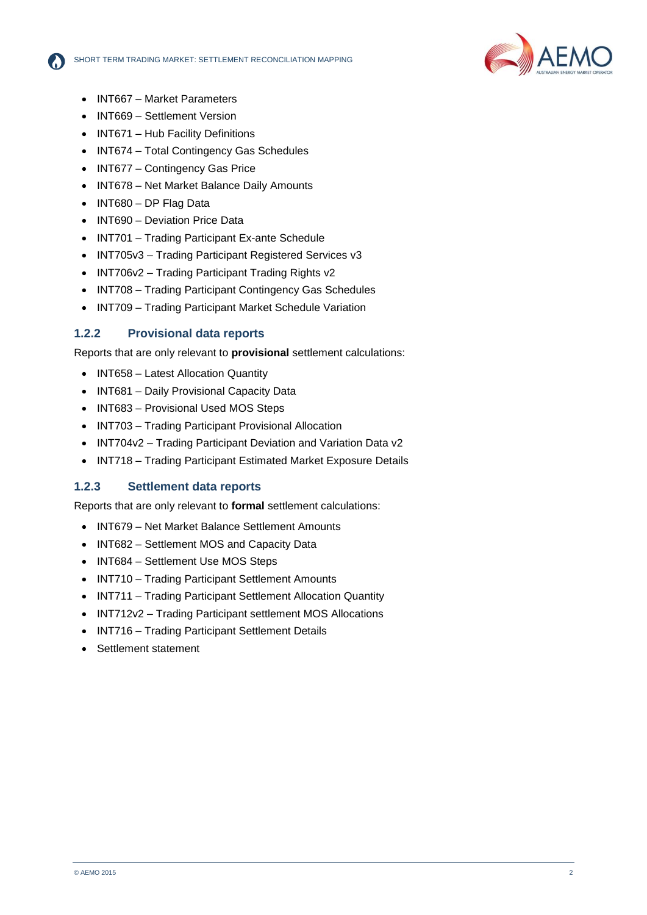- INT667 – Market Parameters
- INT669 – Settlement Version
- INT671 – Hub Facility Definitions
- INT674 – Total Contingency Gas Schedules
- INT677 – Contingency Gas Price
- INT678 – Net Market Balance Daily Amounts
- INT680 – DP Flag Data
- INT690 – Deviation Price Data
- INT701 – Trading Participant Ex-ante Schedule
- INT705v3 – Trading Participant Registered Services v3
- INT706v2 – Trading Participant Trading Rights v2
- INT708 – Trading Participant Contingency Gas Schedules
- INT709 – Trading Participant Market Schedule Variation

### 1.2.2 Provisional data reports

Reports that are only relevant to **provisional** settlement calculations:

- INT658 – Latest Allocation Quantity
- INT681 – Daily Provisional Capacity Data
- INT683 – Provisional Used MOS Steps
- INT703 – Trading Participant Provisional Allocation
- INT704v2 – Trading Participant Deviation and Variation Data v2
- INT718 – Trading Participant Estimated Market Exposure Details

### 1.2.3 Settlement data reports

Reports that are only relevant to **formal** settlement calculations:

- INT679 – Net Market Balance Settlement Amounts
- INT682 – Settlement MOS and Capacity Data
- INT684 – Settlement Use MOS Steps
- INT710 – Trading Participant Settlement Amounts
- INT711 – Trading Participant Settlement Allocation Quantity
- INT712v2 – Trading Participant settlement MOS Allocations
- INT716 – Trading Participant Settlement Details
- Settlement statement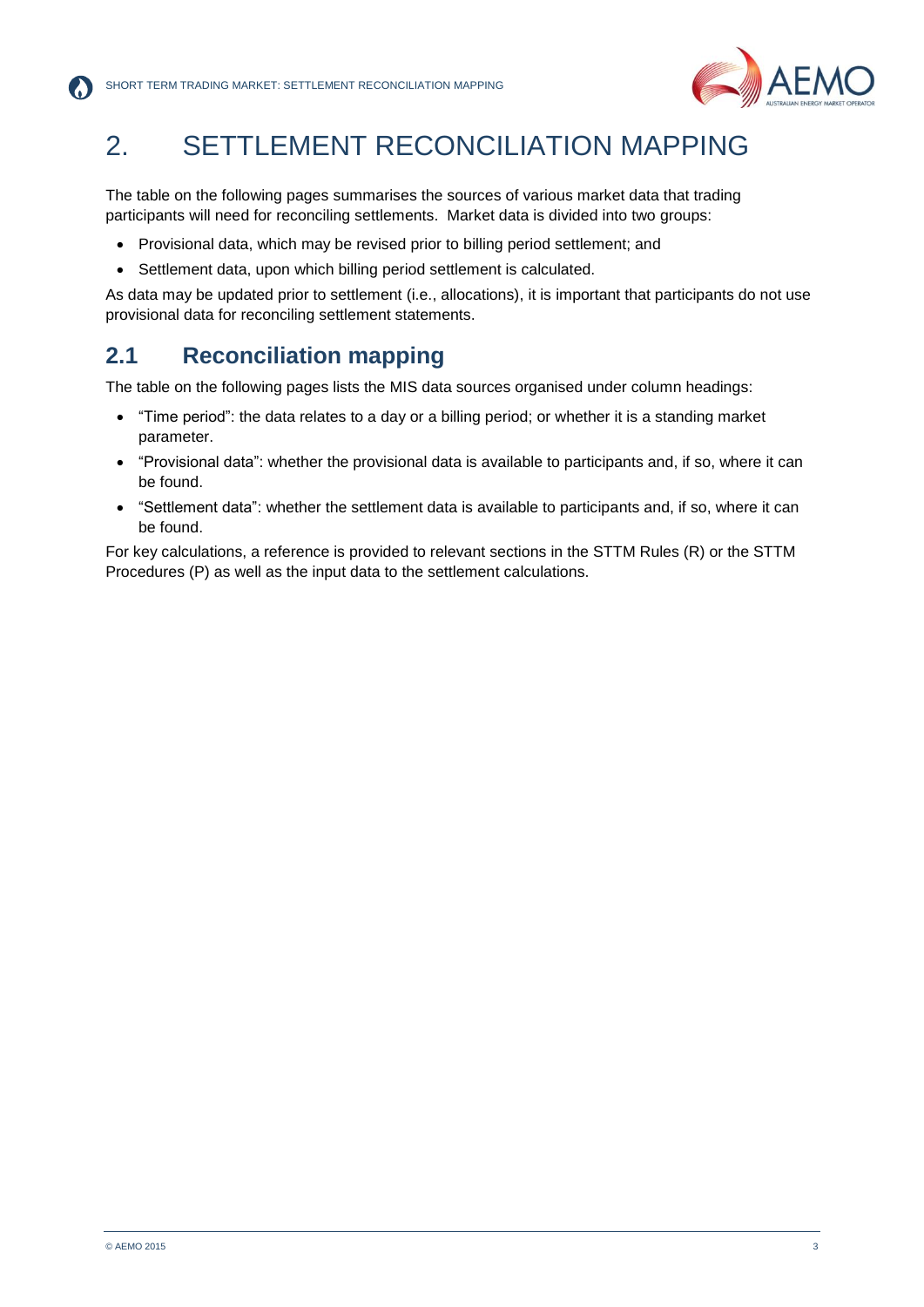# 2. SETTLEMENT RECONCILIATION MAPPING

The table on the following pages summarises the sources of various market data that trading participants will need for reconciling settlements. Market data is divided into two groups:

- Provisional data, which may be revised prior to billing period settlement; and
- Settlement data, upon which billing period settlement is calculated.

As data may be updated prior to settlement (i.e., allocations), it is important that participants do not use provisional data for reconciling settlement statements.

## 2.1 Reconciliation mapping

The table on the following pages lists the MIS data sources organised under column headings:

- "Time period": the data relates to a day or a billing period; or whether it is a standing market parameter.
- "Provisional data": whether the provisional data is available to participants and, if so, where it can be found.
- "Settlement data": whether the settlement data is available to participants and, if so, where it can be found.

For key calculations, a reference is provided to relevant sections in the STTM Rules (R) or the STTM Procedures (P) as well as the input data to the settlement calculations.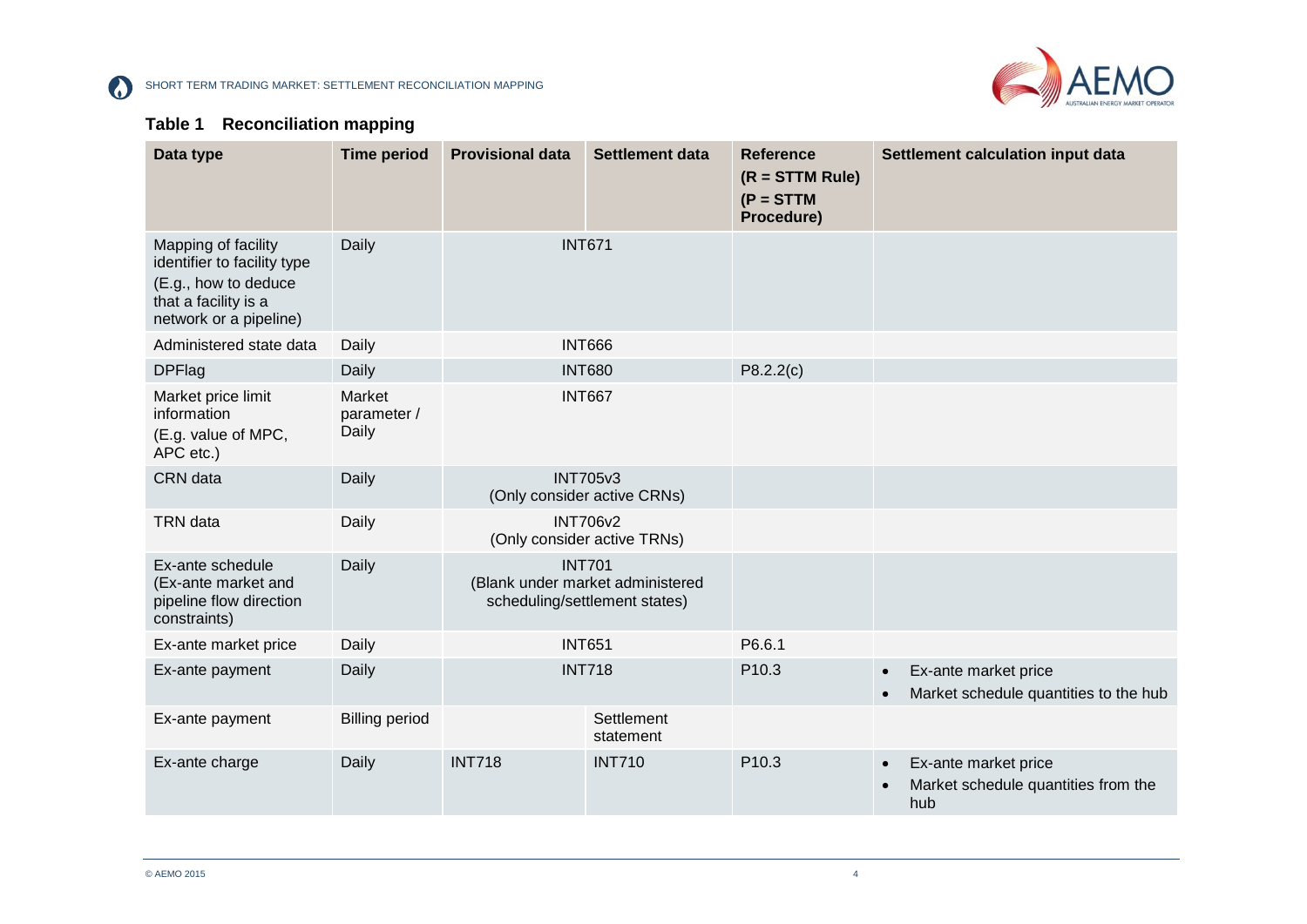**Table 1 Reconciliation mapping**

| Data type | Time period | Provisional data | Settlement data | Reference (R = STTM Rule) (P = STTM Procedure) | Settlement calculation input data |
|---|---|---|---|---|---|
| Mapping of facility identifier to facility type (E.g., how to deduce that a facility is a network or a pipeline) | Daily | INT671 | | | |
| Administered state data | Daily | INT666 | | | |
| DPFlag | Daily | INT680 | | P8.2.2(c) | |
| Market price limit information (E.g. value of MPC, APC etc.) | Market parameter / Daily | INT667 | | | |
| CRN data | Daily | INT705v3 (Only consider active CRNs) | | | |
| TRN data | Daily | INT706v2 (Only consider active TRNs) | | | |
| Ex-ante schedule (Ex-ante market and pipeline flow direction constraints) | Daily | INT701 (Blank under market administered scheduling/settlement states) | | | |
| Ex-ante market price | Daily | INT651 | | P6.6.1 | |
| Ex-ante payment | Daily | INT718 | | P10.3 | • Ex-ante market price<br>• Market schedule quantities to the hub |
| Ex-ante payment | Billing period | | Settlement statement | | |
| Ex-ante charge | Daily | INT718 | INT710 | P10.3 | • Ex-ante market price<br>• Market schedule quantities from the hub |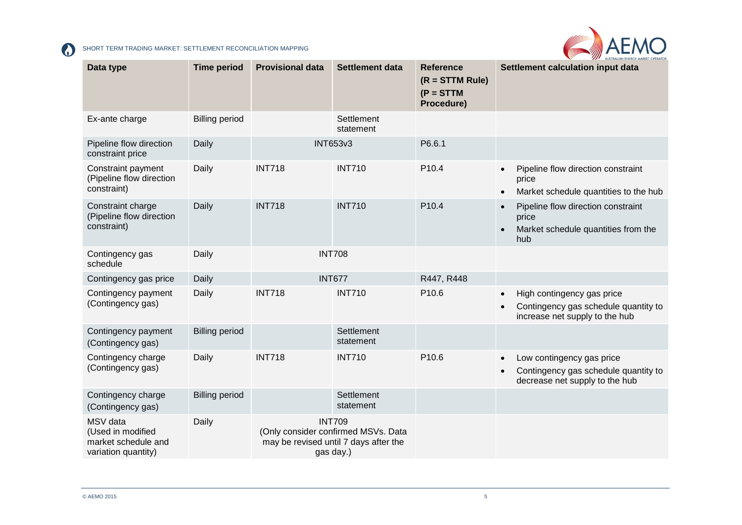| Data type | Time period | Provisional data | Settlement data | Reference (R = STTM Rule) (P = STTM Procedure) | Settlement calculation input data |
|---|---|---|---|---|---|
| Ex-ante charge | Billing period | | Settlement statement | | |
| Pipeline flow direction constraint price | Daily | INT653v3 | | P6.6.1 | |
| Constraint payment (Pipeline flow direction constraint) | Daily | INT718 | INT710 | P10.4 | • Pipeline flow direction constraint price<br>• Market schedule quantities to the hub |
| Constraint charge (Pipeline flow direction constraint) | Daily | INT718 | INT710 | P10.4 | • Pipeline flow direction constraint price<br>• Market schedule quantities from the hub |
| Contingency gas schedule | Daily | INT708 | | | |
| Contingency gas price | Daily | INT677 | | R447, R448 | |
| Contingency payment (Contingency gas) | Daily | INT718 | INT710 | P10.6 | • High contingency gas price<br>• Contingency gas schedule quantity to increase net supply to the hub |
| Contingency payment (Contingency gas) | Billing period | | Settlement statement | | |
| Contingency charge (Contingency gas) | Daily | INT718 | INT710 | P10.6 | • Low contingency gas price<br>• Contingency gas schedule quantity to decrease net supply to the hub |
| Contingency charge (Contingency gas) | Billing period | | Settlement statement | | |
| MSV data (Used in modified market schedule and variation quantity) | Daily | INT709 (Only consider confirmed MSVs. Data may be revised until 7 days after the gas day.) | | | |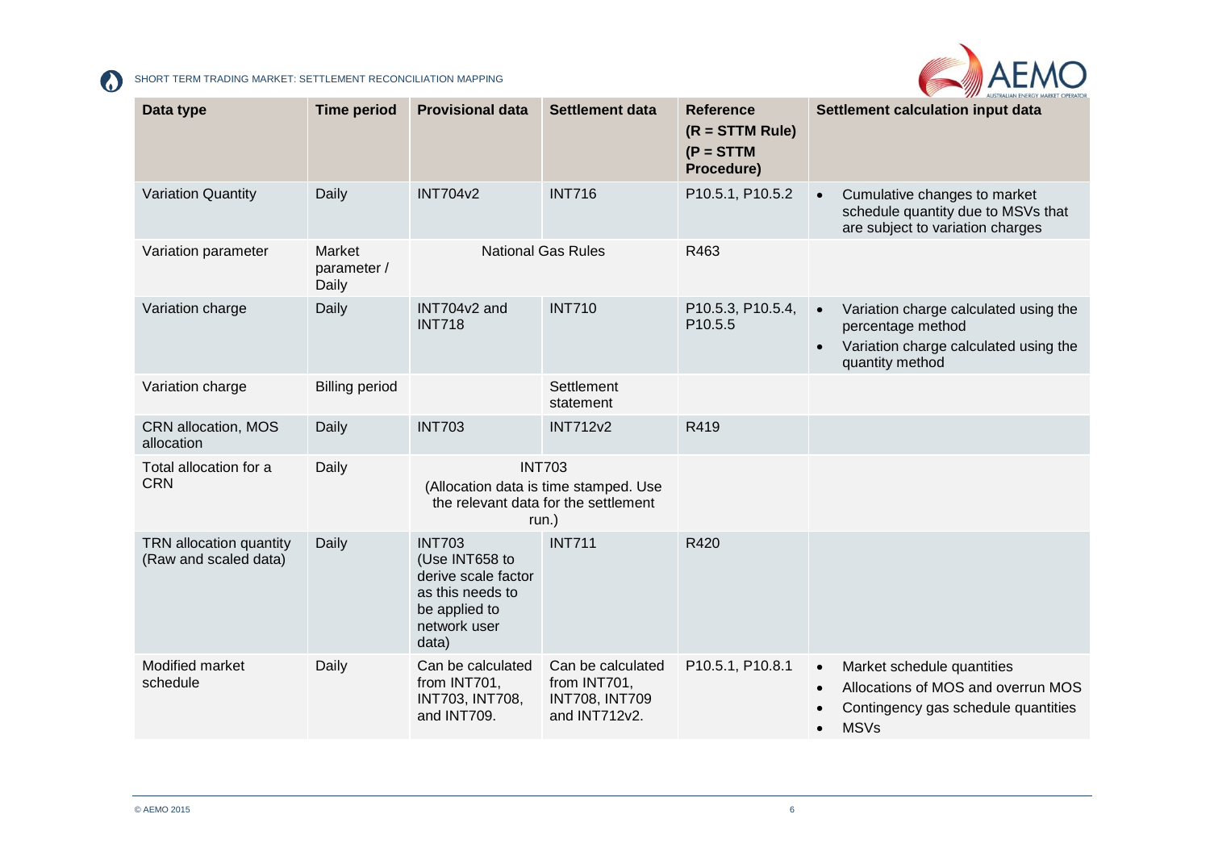| Data type | Time period | Provisional data | Settlement data | Reference (R = STTM Rule) (P = STTM Procedure) | Settlement calculation input data |
|---|---|---|---|---|---|
| Variation Quantity | Daily | INT704v2 | INT716 | P10.5.1, P10.5.2 | • Cumulative changes to market schedule quantity due to MSVs that are subject to variation charges |
| Variation parameter | Market parameter / Daily | National Gas Rules | | R463 | |
| Variation charge | Daily | INT704v2 and INT718 | INT710 | P10.5.3, P10.5.4, P10.5.5 | • Variation charge calculated using the percentage method<br>• Variation charge calculated using the quantity method |
| Variation charge | Billing period | | Settlement statement | | |
| CRN allocation, MOS allocation | Daily | INT703 | INT712v2 | R419 | |
| Total allocation for a CRN | Daily | INT703 (Allocation data is time stamped. Use the relevant data for the settlement run.) | | | |
| TRN allocation quantity (Raw and scaled data) | Daily | INT703 (Use INT658 to derive scale factor as this needs to be applied to network user data) | INT711 | R420 | |
| Modified market schedule | Daily | Can be calculated from INT701, INT703, INT708, and INT709. | Can be calculated from INT701, INT708, INT709 and INT712v2. | P10.5.1, P10.8.1 | • Market schedule quantities<br>• Allocations of MOS and overrun MOS<br>• Contingency gas schedule quantities<br>• MSVs |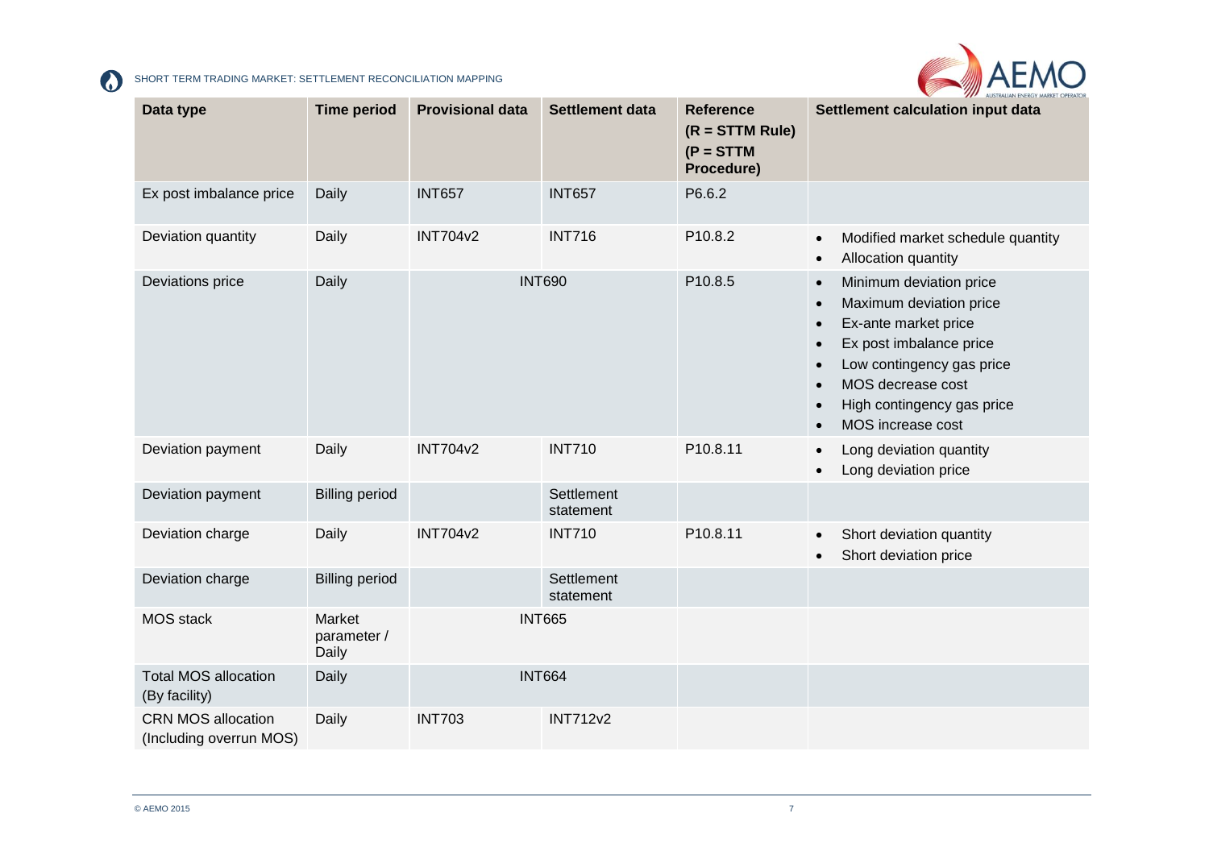| Data type | Time period | Provisional data | Settlement data | Reference (R = STTM Rule) (P = STTM Procedure) | Settlement calculation input data |
|---|---|---|---|---|---|
| Ex post imbalance price | Daily | INT657 | INT657 | P6.6.2 | |
| Deviation quantity | Daily | INT704v2 | INT716 | P10.8.2 | • Modified market schedule quantity<br>• Allocation quantity |
| Deviations price | Daily | INT690 | | P10.8.5 | • Minimum deviation price<br>• Maximum deviation price<br>• Ex-ante market price<br>• Ex post imbalance price<br>• Low contingency gas price<br>• MOS decrease cost<br>• High contingency gas price<br>• MOS increase cost |
| Deviation payment | Daily | INT704v2 | INT710 | P10.8.11 | • Long deviation quantity<br>• Long deviation price |
| Deviation payment | Billing period | | Settlement statement | | |
| Deviation charge | Daily | INT704v2 | INT710 | P10.8.11 | • Short deviation quantity<br>• Short deviation price |
| Deviation charge | Billing period | | Settlement statement | | |
| MOS stack | Market parameter / Daily | INT665 | | | |
| Total MOS allocation (By facility) | Daily | INT664 | | | |
| CRN MOS allocation (Including overrun MOS) | Daily | INT703 | INT712v2 | | |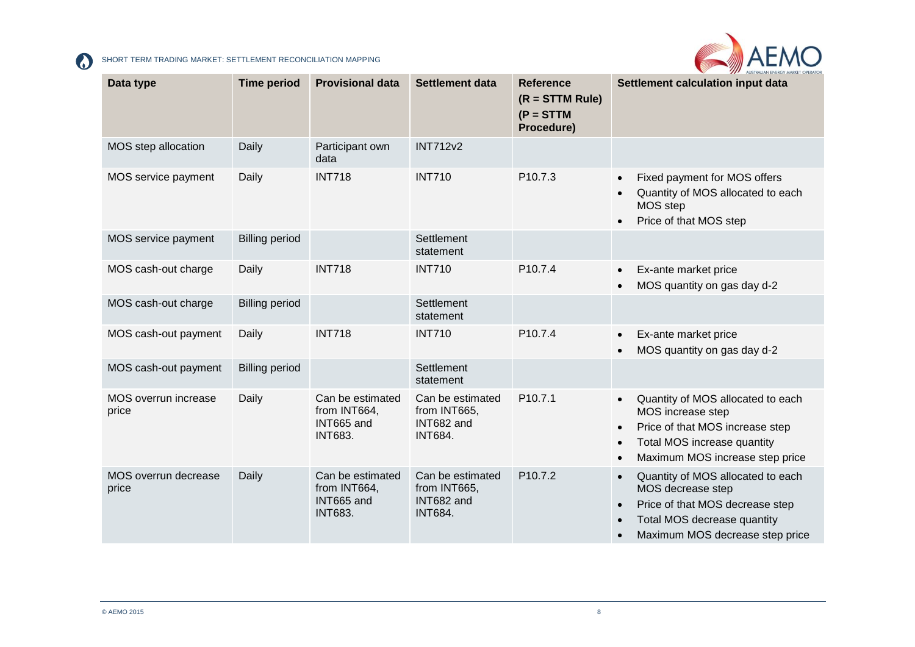| Data type | Time period | Provisional data | Settlement data | Reference (R = STTM Rule) (P = STTM Procedure) | Settlement calculation input data |
|---|---|---|---|---|---|
| MOS step allocation | Daily | Participant own data | INT712v2 | | |
| MOS service payment | Daily | INT718 | INT710 | P10.7.3 | • Fixed payment for MOS offers<br>• Quantity of MOS allocated to each MOS step<br>• Price of that MOS step |
| MOS service payment | Billing period | | Settlement statement | | |
| MOS cash-out charge | Daily | INT718 | INT710 | P10.7.4 | • Ex-ante market price<br>• MOS quantity on gas day d-2 |
| MOS cash-out charge | Billing period | | Settlement statement | | |
| MOS cash-out payment | Daily | INT718 | INT710 | P10.7.4 | • Ex-ante market price<br>• MOS quantity on gas day d-2 |
| MOS cash-out payment | Billing period | | Settlement statement | | |
| MOS overrun increase price | Daily | Can be estimated from INT664, INT665 and INT683. | Can be estimated from INT665, INT682 and INT684. | P10.7.1 | • Quantity of MOS allocated to each MOS increase step<br>• Price of that MOS increase step<br>• Total MOS increase quantity<br>• Maximum MOS increase step price |
| MOS overrun decrease price | Daily | Can be estimated from INT664, INT665 and INT683. | Can be estimated from INT665, INT682 and INT684. | P10.7.2 | • Quantity of MOS allocated to each MOS decrease step<br>• Price of that MOS decrease step<br>• Total MOS decrease quantity<br>• Maximum MOS decrease step price |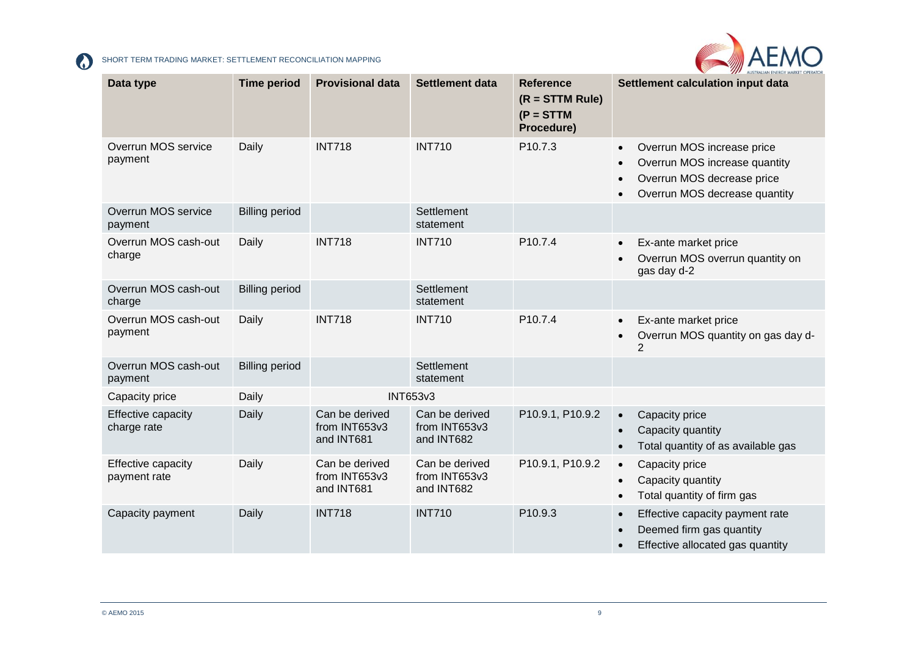| Data type | Time period | Provisional data | Settlement data | Reference (R = STTM Rule) (P = STTM Procedure) | Settlement calculation input data |
|---|---|---|---|---|---|
| Overrun MOS service payment | Daily | INT718 | INT710 | P10.7.3 | • Overrun MOS increase price<br>• Overrun MOS increase quantity<br>• Overrun MOS decrease price<br>• Overrun MOS decrease quantity |
| Overrun MOS service payment | Billing period | | Settlement statement | | |
| Overrun MOS cash-out charge | Daily | INT718 | INT710 | P10.7.4 | • Ex-ante market price<br>• Overrun MOS overrun quantity on gas day d-2 |
| Overrun MOS cash-out charge | Billing period | | Settlement statement | | |
| Overrun MOS cash-out payment | Daily | INT718 | INT710 | P10.7.4 | • Ex-ante market price<br>• Overrun MOS quantity on gas day d-2 |
| Overrun MOS cash-out payment | Billing period | | Settlement statement | | |
| Capacity price | Daily | INT653v3 | | | |
| Effective capacity charge rate | Daily | Can be derived from INT653v3 and INT681 | Can be derived from INT653v3 and INT682 | P10.9.1, P10.9.2 | • Capacity price<br>• Capacity quantity<br>• Total quantity of as available gas |
| Effective capacity payment rate | Daily | Can be derived from INT653v3 and INT681 | Can be derived from INT653v3 and INT682 | P10.9.1, P10.9.2 | • Capacity price<br>• Capacity quantity<br>• Total quantity of firm gas |
| Capacity payment | Daily | INT718 | INT710 | P10.9.3 | • Effective capacity payment rate<br>• Deemed firm gas quantity<br>• Effective allocated gas quantity |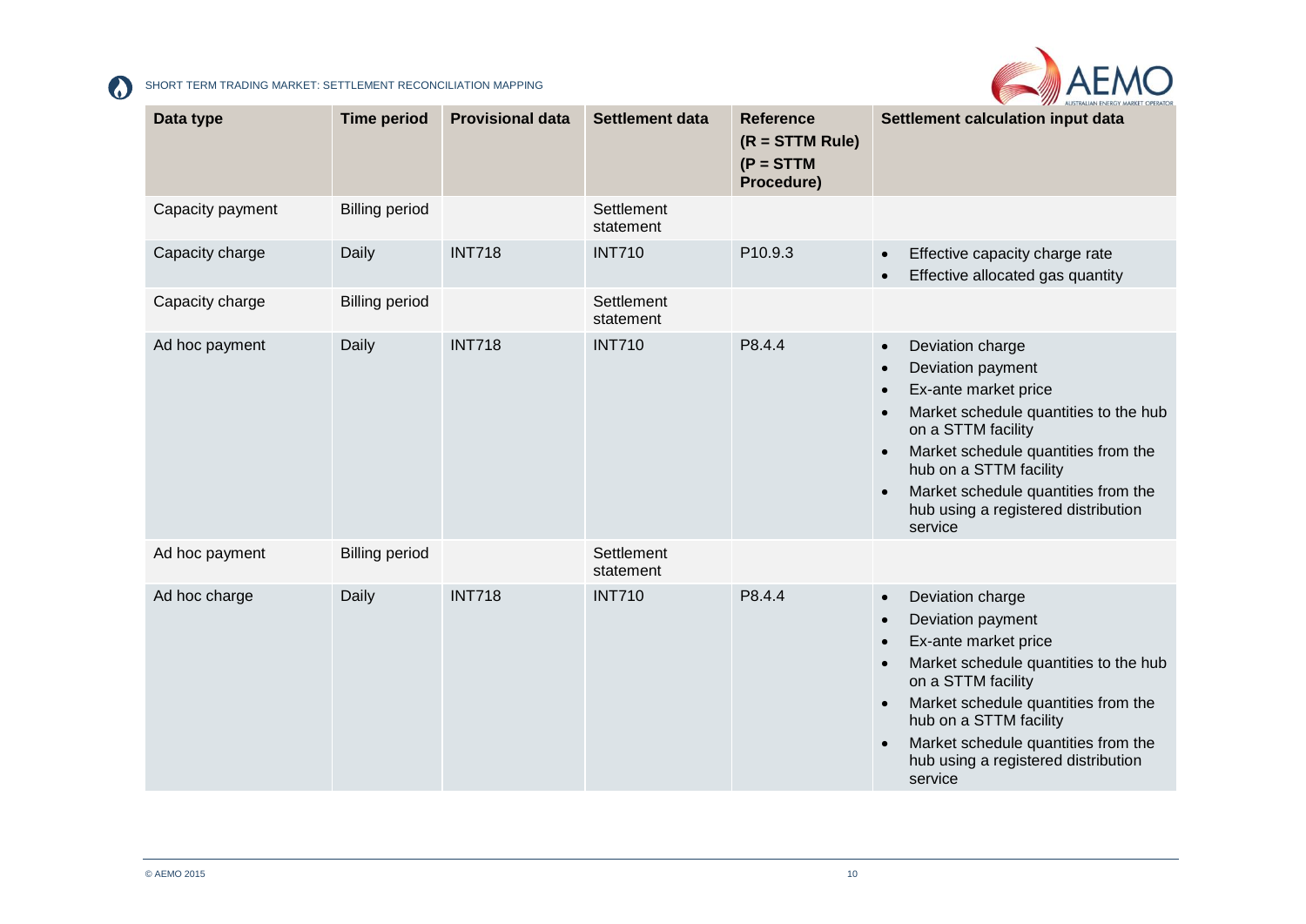| Data type | Time period | Provisional data | Settlement data | Reference (R = STTM Rule) (P = STTM Procedure) | Settlement calculation input data |
|---|---|---|---|---|---|
| Capacity payment | Billing period | | Settlement statement | | |
| Capacity charge | Daily | INT718 | INT710 | P10.9.3 | • Effective capacity charge rate<br>• Effective allocated gas quantity |
| Capacity charge | Billing period | | Settlement statement | | |
| Ad hoc payment | Daily | INT718 | INT710 | P8.4.4 | • Deviation charge<br>• Deviation payment<br>• Ex-ante market price<br>• Market schedule quantities to the hub on a STTM facility<br>• Market schedule quantities from the hub on a STTM facility<br>• Market schedule quantities from the hub using a registered distribution service |
| Ad hoc payment | Billing period | | Settlement statement | | |
| Ad hoc charge | Daily | INT718 | INT710 | P8.4.4 | • Deviation charge<br>• Deviation payment<br>• Ex-ante market price<br>• Market schedule quantities to the hub on a STTM facility<br>• Market schedule quantities from the hub on a STTM facility<br>• Market schedule quantities from the hub using a registered distribution service |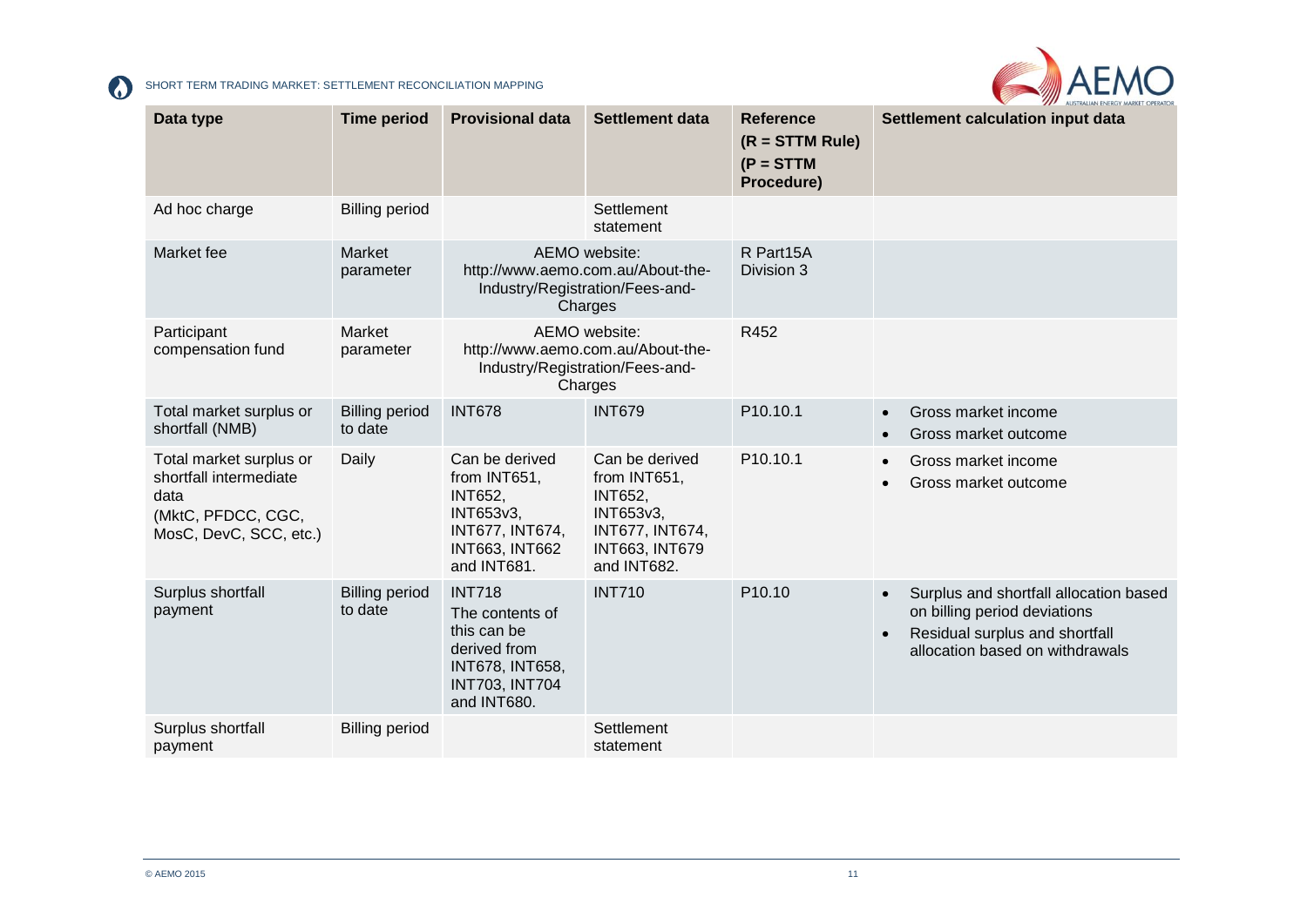| Data type | Time period | Provisional data | Settlement data | Reference (R = STTM Rule) (P = STTM Procedure) | Settlement calculation input data |
|---|---|---|---|---|---|
| Ad hoc charge | Billing period | | Settlement statement | | |
| Market fee | Market parameter | AEMO website: http://www.aemo.com.au/About-the-Industry/Registration/Fees-and-Charges | | R Part15A Division 3 | |
| Participant compensation fund | Market parameter | AEMO website: http://www.aemo.com.au/About-the-Industry/Registration/Fees-and-Charges | | R452 | |
| Total market surplus or shortfall (NMB) | Billing period to date | INT678 | INT679 | P10.10.1 | • Gross market income<br>• Gross market outcome |
| Total market surplus or shortfall intermediate data (MktC, PFDCC, CGC, MosC, DevC, SCC, etc.) | Daily | Can be derived from INT651, INT652, INT653v3, INT677, INT674, INT663, INT662 and INT681. | Can be derived from INT651, INT652, INT653v3, INT677, INT674, INT663, INT679 and INT682. | P10.10.1 | • Gross market income<br>• Gross market outcome |
| Surplus shortfall payment | Billing period to date | INT718 The contents of this can be derived from INT678, INT658, INT703, INT704 and INT680. | INT710 | P10.10 | • Surplus and shortfall allocation based on billing period deviations<br>• Residual surplus and shortfall allocation based on withdrawals |
| Surplus shortfall payment | Billing period | | Settlement statement | | |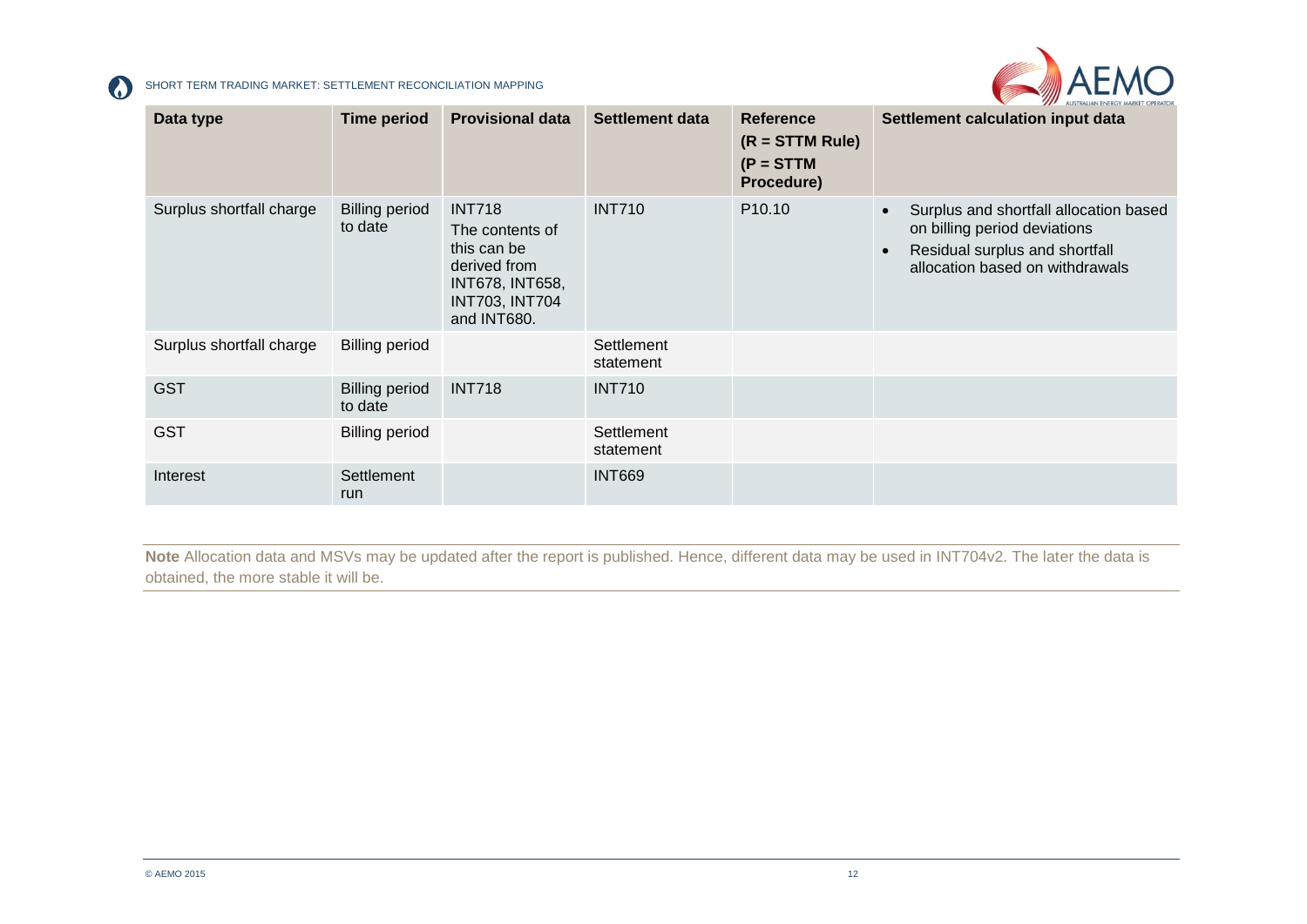| Data type | Time period | Provisional data | Settlement data | Reference (R = STTM Rule) (P = STTM Procedure) | Settlement calculation input data |
|---|---|---|---|---|---|
| Surplus shortfall charge | Billing period to date | INT718 The contents of this can be derived from INT678, INT658, INT703, INT704 and INT680. | INT710 | P10.10 | • Surplus and shortfall allocation based on billing period deviations • Residual surplus and shortfall allocation based on withdrawals |
| Surplus shortfall charge | Billing period | | Settlement statement | | |
| GST | Billing period to date | INT718 | INT710 | | |
| GST | Billing period | | Settlement statement | | |
| Interest | Settlement run | | INT669 | | |

**Note** Allocation data and MSVs may be updated after the report is published. Hence, different data may be used in INT704v2. The later the data is obtained, the more stable it will be.